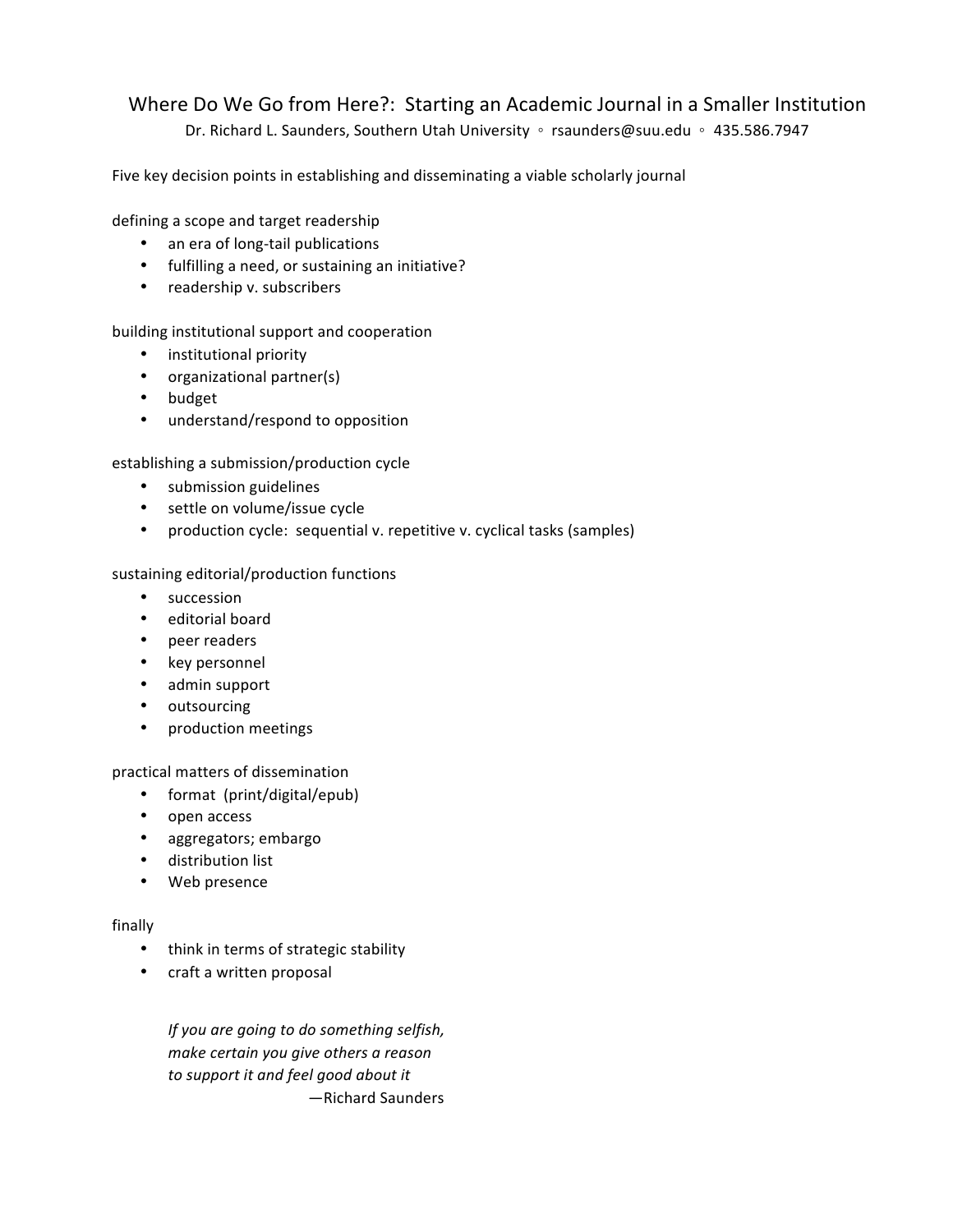# Where Do We Go from Here?: Starting an Academic Journal in a Smaller Institution

Dr. Richard L. Saunders, Southern Utah University ◦ rsaunders@suu.edu ◦ 435.586.7947

Five key decision points in establishing and disseminating a viable scholarly journal

defining a scope and target readership

- an era of long-tail publications
- fulfilling a need, or sustaining an initiative?
- readership v. subscribers

building institutional support and cooperation

- institutional priority
- organizational partner(s)
- budget
- understand/respond to opposition

establishing a submission/production cycle

- submission guidelines
- settle on volume/issue cycle
- production cycle: sequential v. repetitive v. cyclical tasks (samples)

sustaining editorial/production functions

- succession
- editorial board
- peer readers
- key personnel
- admin support
- outsourcing
- production meetings

practical matters of dissemination

- format (print/digital/epub)
- open access
- aggregators; embargo
- distribution list
- Web presence

finally

- think in terms of strategic stability
- craft a written proposal

> *If you are going to do something selfish,*
> *make certain you give others a reason*
> *to support it and feel good about it*
>
> —Richard Saunders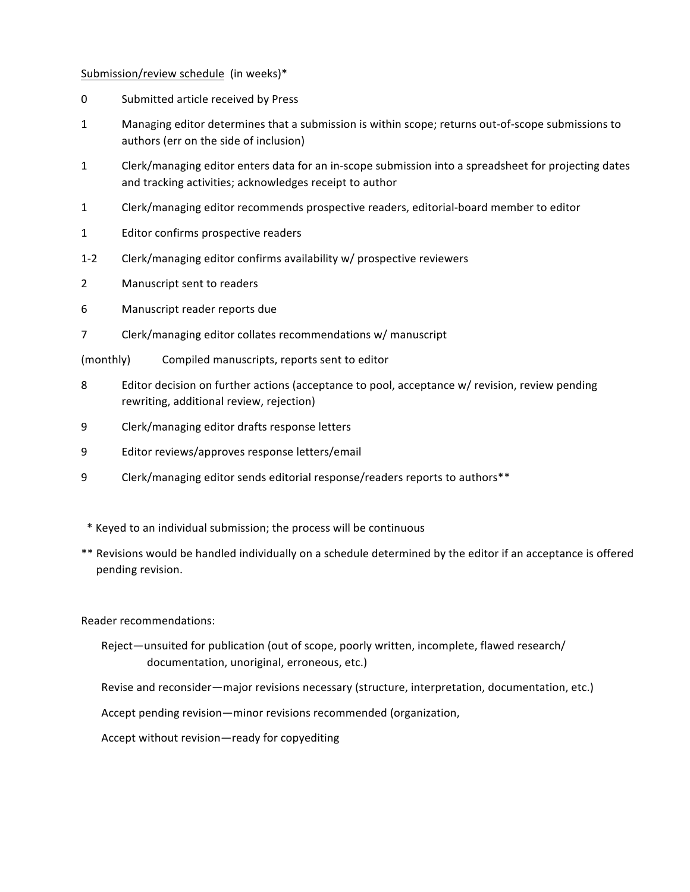<u>Submission/review schedule</u> (in weeks)*

| | |
|---|---|
| 0 | Submitted article received by Press |
| 1 | Managing editor determines that a submission is within scope; returns out-of-scope submissions to authors (err on the side of inclusion) |
| 1 | Clerk/managing editor enters data for an in-scope submission into a spreadsheet for projecting dates and tracking activities; acknowledges receipt to author |
| 1 | Clerk/managing editor recommends prospective readers, editorial-board member to editor |
| 1 | Editor confirms prospective readers |
| 1-2 | Clerk/managing editor confirms availability w/ prospective reviewers |
| 2 | Manuscript sent to readers |
| 6 | Manuscript reader reports due |
| 7 | Clerk/managing editor collates recommendations w/ manuscript |
| (monthly) | Compiled manuscripts, reports sent to editor |
| 8 | Editor decision on further actions (acceptance to pool, acceptance w/ revision, review pending rewriting, additional review, rejection) |
| 9 | Clerk/managing editor drafts response letters |
| 9 | Editor reviews/approves response letters/email |
| 9 | Clerk/managing editor sends editorial response/readers reports to authors** |

\* Keyed to an individual submission; the process will be continuous

** Revisions would be handled individually on a schedule determined by the editor if an acceptance is offered pending revision.

Reader recommendations:

- Reject—unsuited for publication (out of scope, poorly written, incomplete, flawed research/ documentation, unoriginal, erroneous, etc.)
- Revise and reconsider—major revisions necessary (structure, interpretation, documentation, etc.)
- Accept pending revision—minor revisions recommended (organization,
- Accept without revision—ready for copyediting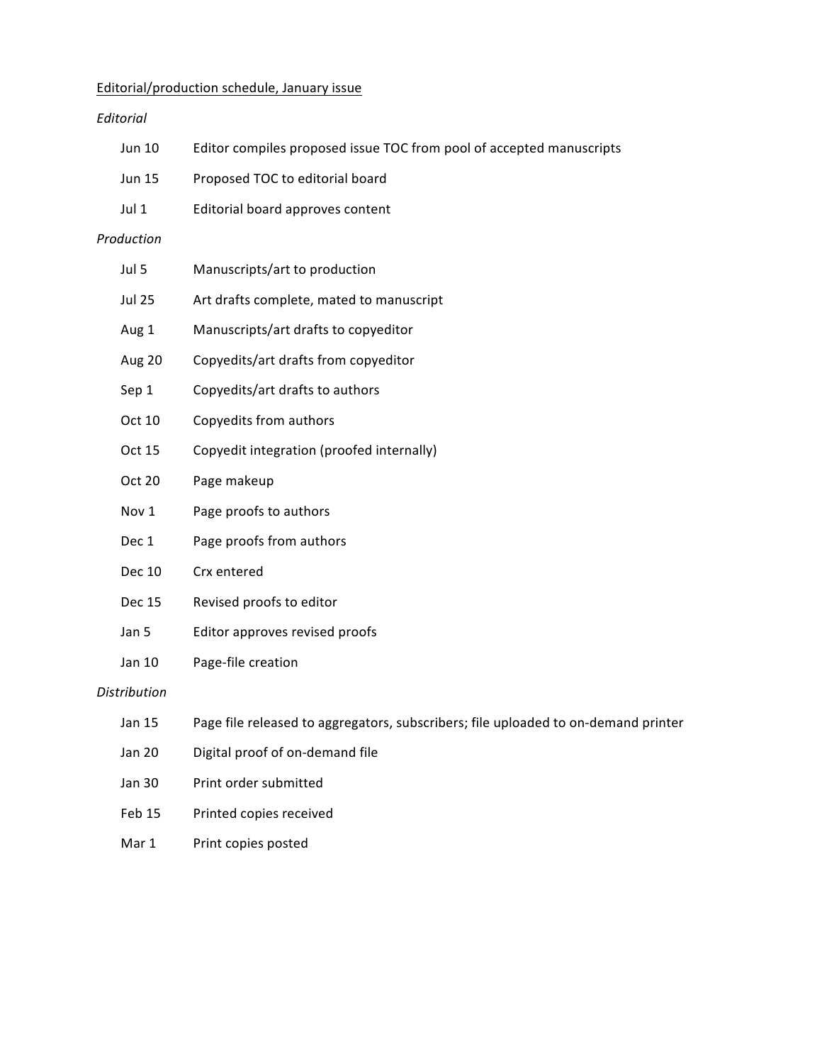Editorial/production schedule, January issue

*Editorial*

| | |
|---|---|
| Jun 10 | Editor compiles proposed issue TOC from pool of accepted manuscripts |
| Jun 15 | Proposed TOC to editorial board |
| Jul 1 | Editorial board approves content |

*Production*

| | |
|---|---|
| Jul 5 | Manuscripts/art to production |
| Jul 25 | Art drafts complete, mated to manuscript |
| Aug 1 | Manuscripts/art drafts to copyeditor |
| Aug 20 | Copyedits/art drafts from copyeditor |
| Sep 1 | Copyedits/art drafts to authors |
| Oct 10 | Copyedits from authors |
| Oct 15 | Copyedit integration (proofed internally) |
| Oct 20 | Page makeup |
| Nov 1 | Page proofs to authors |
| Dec 1 | Page proofs from authors |
| Dec 10 | Crx entered |
| Dec 15 | Revised proofs to editor |
| Jan 5 | Editor approves revised proofs |
| Jan 10 | Page-file creation |

*Distribution*

| | |
|---|---|
| Jan 15 | Page file released to aggregators, subscribers; file uploaded to on-demand printer |
| Jan 20 | Digital proof of on-demand file |
| Jan 30 | Print order submitted |
| Feb 15 | Printed copies received |
| Mar 1 | Print copies posted |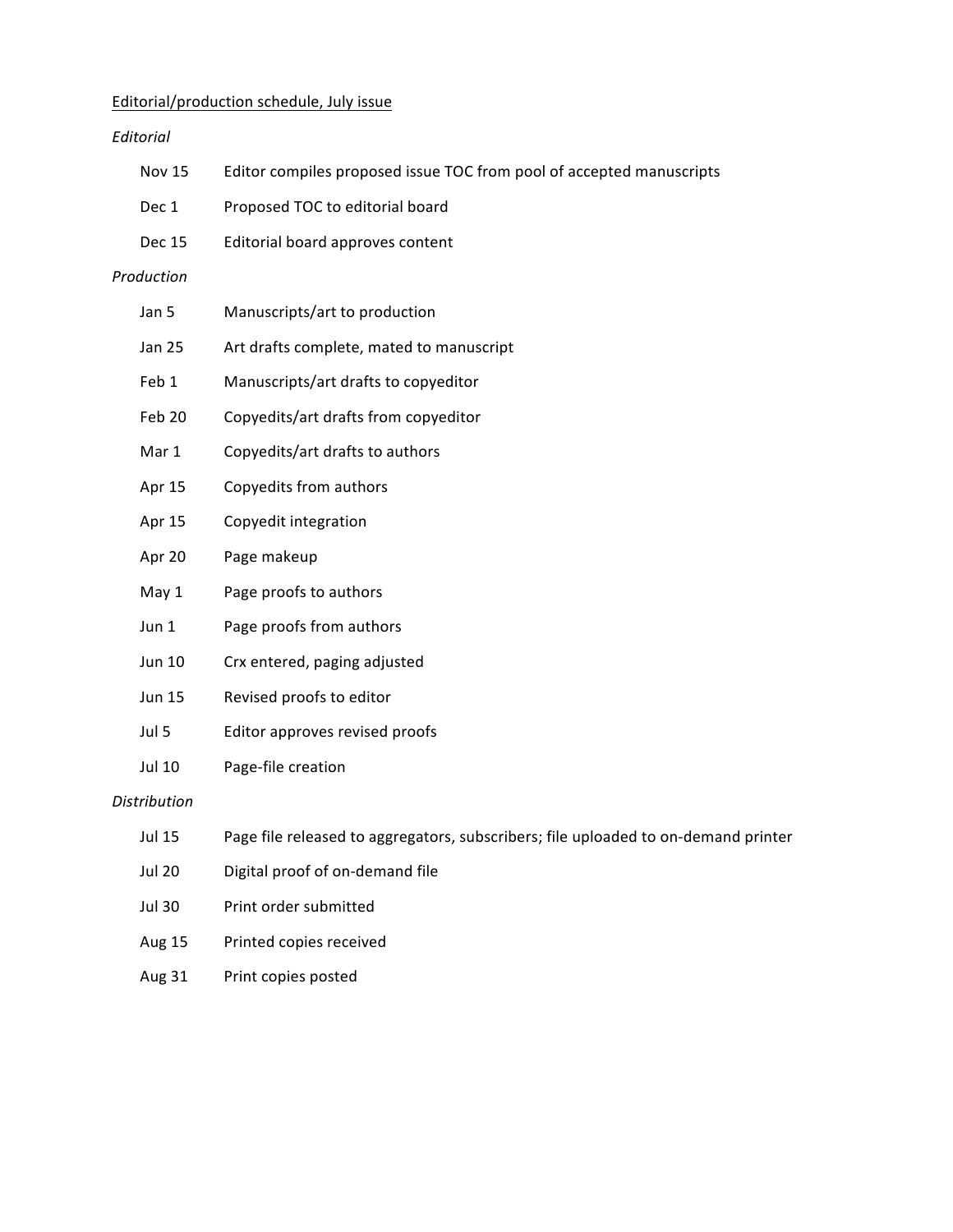Editorial/production schedule, July issue

*Editorial*

| | |
|---|---|
| Nov 15 | Editor compiles proposed issue TOC from pool of accepted manuscripts |
| Dec 1 | Proposed TOC to editorial board |
| Dec 15 | Editorial board approves content |

*Production*

| | |
|---|---|
| Jan 5 | Manuscripts/art to production |
| Jan 25 | Art drafts complete, mated to manuscript |
| Feb 1 | Manuscripts/art drafts to copyeditor |
| Feb 20 | Copyedits/art drafts from copyeditor |
| Mar 1 | Copyedits/art drafts to authors |
| Apr 15 | Copyedits from authors |
| Apr 15 | Copyedit integration |
| Apr 20 | Page makeup |
| May 1 | Page proofs to authors |
| Jun 1 | Page proofs from authors |
| Jun 10 | Crx entered, paging adjusted |
| Jun 15 | Revised proofs to editor |
| Jul 5 | Editor approves revised proofs |
| Jul 10 | Page-file creation |

*Distribution*

| | |
|---|---|
| Jul 15 | Page file released to aggregators, subscribers; file uploaded to on-demand printer |
| Jul 20 | Digital proof of on-demand file |
| Jul 30 | Print order submitted |
| Aug 15 | Printed copies received |
| Aug 31 | Print copies posted |